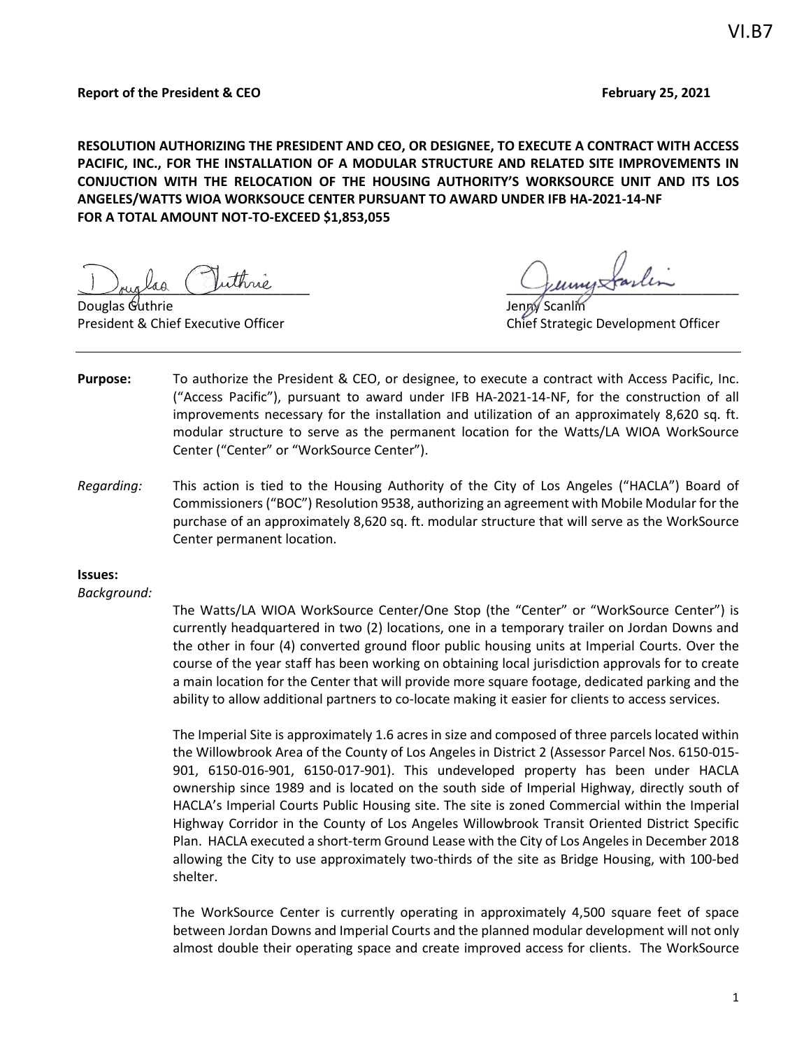VI.B7

**Report of the President & CEO** **February 25, 2021**

**RESOLUTION AUTHORIZING THE PRESIDENT AND CEO, OR DESIGNEE, TO EXECUTE A CONTRACT WITH ACCESS PACIFIC, INC., FOR THE INSTALLATION OF A MODULAR STRUCTURE AND RELATED SITE IMPROVEMENTS IN CONJUCTION WITH THE RELOCATION OF THE HOUSING AUTHORITY'S WORKSOURCE UNIT AND ITS LOS ANGELES/WATTS WIOA WORKSOUCE CENTER PURSUANT TO AWARD UNDER IFB HA-2021-14-NF FOR A TOTAL AMOUNT NOT-TO-EXCEED $1,853,055**

Douglas Guthrie
President & Chief Executive Officer

Jenny Scanlin
Chief Strategic Development Officer

---

**Purpose:** To authorize the President & CEO, or designee, to execute a contract with Access Pacific, Inc. ("Access Pacific"), pursuant to award under IFB HA-2021-14-NF, for the construction of all improvements necessary for the installation and utilization of an approximately 8,620 sq. ft. modular structure to serve as the permanent location for the Watts/LA WIOA WorkSource Center ("Center" or "WorkSource Center").

*Regarding:* This action is tied to the Housing Authority of the City of Los Angeles ("HACLA") Board of Commissioners ("BOC") Resolution 9538, authorizing an agreement with Mobile Modular for the purchase of an approximately 8,620 sq. ft. modular structure that will serve as the WorkSource Center permanent location.

**Issues:**

*Background:*

The Watts/LA WIOA WorkSource Center/One Stop (the "Center" or "WorkSource Center") is currently headquartered in two (2) locations, one in a temporary trailer on Jordan Downs and the other in four (4) converted ground floor public housing units at Imperial Courts. Over the course of the year staff has been working on obtaining local jurisdiction approvals for to create a main location for the Center that will provide more square footage, dedicated parking and the ability to allow additional partners to co-locate making it easier for clients to access services.

The Imperial Site is approximately 1.6 acres in size and composed of three parcels located within the Willowbrook Area of the County of Los Angeles in District 2 (Assessor Parcel Nos. 6150-015-901, 6150-016-901, 6150-017-901). This undeveloped property has been under HACLA ownership since 1989 and is located on the south side of Imperial Highway, directly south of HACLA's Imperial Courts Public Housing site. The site is zoned Commercial within the Imperial Highway Corridor in the County of Los Angeles Willowbrook Transit Oriented District Specific Plan. HACLA executed a short-term Ground Lease with the City of Los Angeles in December 2018 allowing the City to use approximately two-thirds of the site as Bridge Housing, with 100-bed shelter.

The WorkSource Center is currently operating in approximately 4,500 square feet of space between Jordan Downs and Imperial Courts and the planned modular development will not only almost double their operating space and create improved access for clients. The WorkSource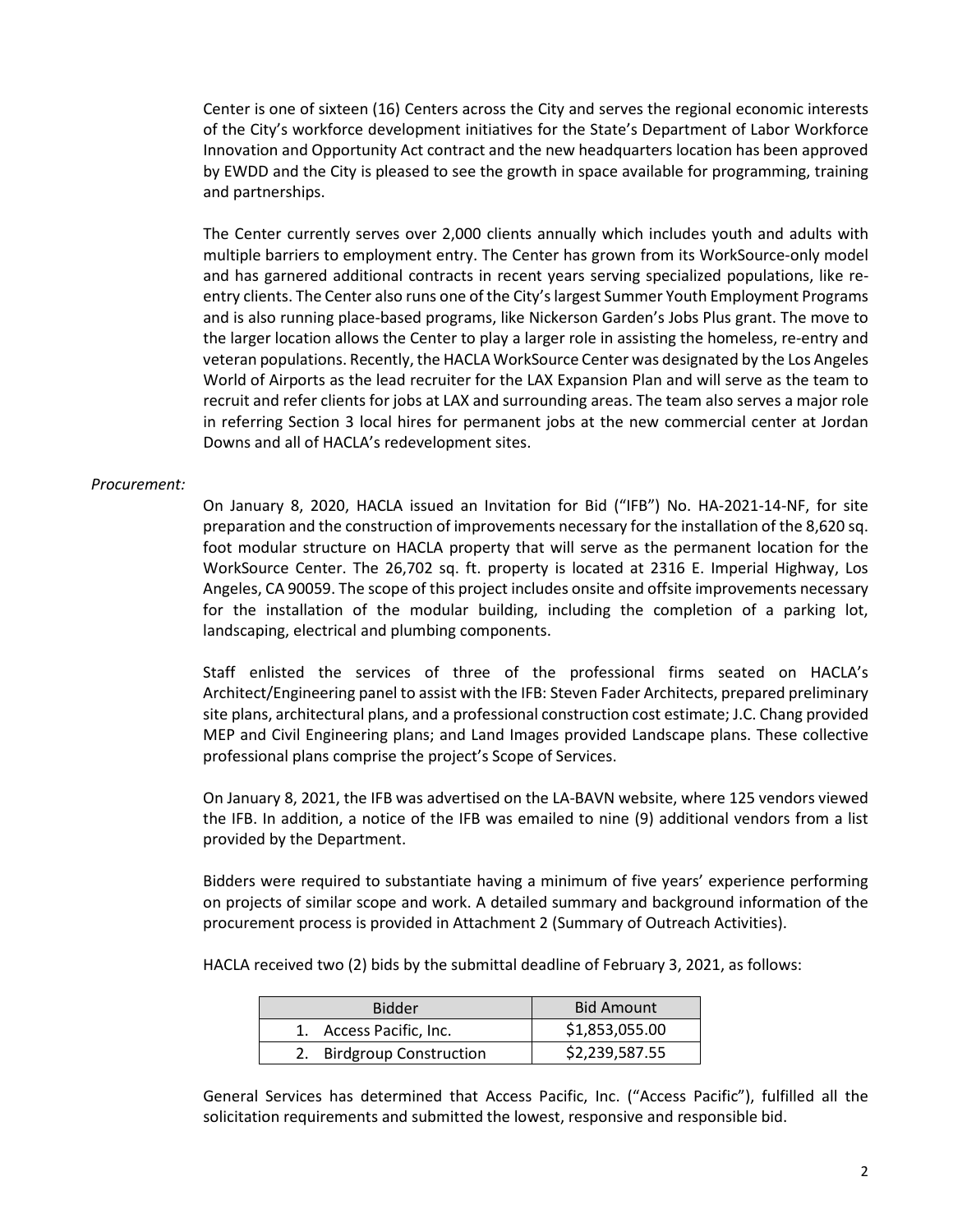Center is one of sixteen (16) Centers across the City and serves the regional economic interests of the City's workforce development initiatives for the State's Department of Labor Workforce Innovation and Opportunity Act contract and the new headquarters location has been approved by EWDD and the City is pleased to see the growth in space available for programming, training and partnerships.

The Center currently serves over 2,000 clients annually which includes youth and adults with multiple barriers to employment entry. The Center has grown from its WorkSource-only model and has garnered additional contracts in recent years serving specialized populations, like re-entry clients. The Center also runs one of the City's largest Summer Youth Employment Programs and is also running place-based programs, like Nickerson Garden's Jobs Plus grant. The move to the larger location allows the Center to play a larger role in assisting the homeless, re-entry and veteran populations. Recently, the HACLA WorkSource Center was designated by the Los Angeles World of Airports as the lead recruiter for the LAX Expansion Plan and will serve as the team to recruit and refer clients for jobs at LAX and surrounding areas. The team also serves a major role in referring Section 3 local hires for permanent jobs at the new commercial center at Jordan Downs and all of HACLA's redevelopment sites.

*Procurement:*

On January 8, 2020, HACLA issued an Invitation for Bid ("IFB") No. HA-2021-14-NF, for site preparation and the construction of improvements necessary for the installation of the 8,620 sq. foot modular structure on HACLA property that will serve as the permanent location for the WorkSource Center. The 26,702 sq. ft. property is located at 2316 E. Imperial Highway, Los Angeles, CA 90059. The scope of this project includes onsite and offsite improvements necessary for the installation of the modular building, including the completion of a parking lot, landscaping, electrical and plumbing components.

Staff enlisted the services of three of the professional firms seated on HACLA's Architect/Engineering panel to assist with the IFB: Steven Fader Architects, prepared preliminary site plans, architectural plans, and a professional construction cost estimate; J.C. Chang provided MEP and Civil Engineering plans; and Land Images provided Landscape plans. These collective professional plans comprise the project's Scope of Services.

On January 8, 2021, the IFB was advertised on the LA-BAVN website, where 125 vendors viewed the IFB. In addition, a notice of the IFB was emailed to nine (9) additional vendors from a list provided by the Department.

Bidders were required to substantiate having a minimum of five years' experience performing on projects of similar scope and work. A detailed summary and background information of the procurement process is provided in Attachment 2 (Summary of Outreach Activities).

HACLA received two (2) bids by the submittal deadline of February 3, 2021, as follows:

| Bidder | Bid Amount |
|---|---|
| 1. Access Pacific, Inc. | $1,853,055.00 |
| 2. Birdgroup Construction | $2,239,587.55 |

General Services has determined that Access Pacific, Inc. ("Access Pacific"), fulfilled all the solicitation requirements and submitted the lowest, responsive and responsible bid.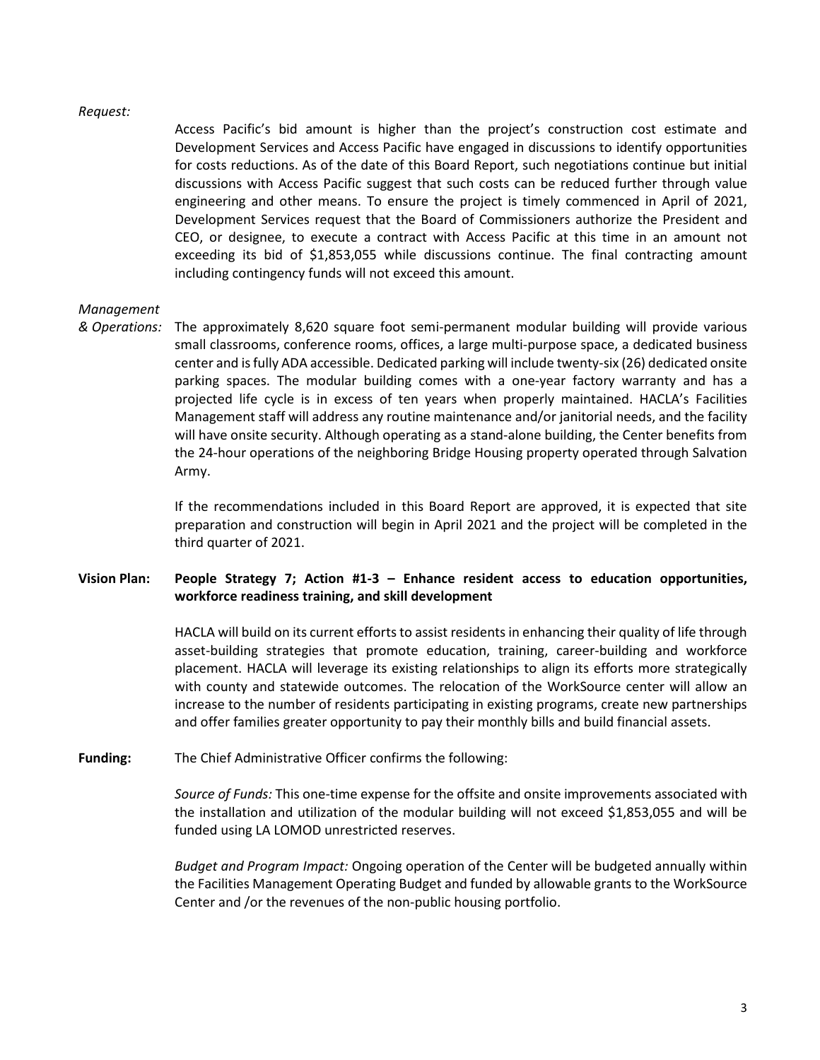*Request:*

Access Pacific's bid amount is higher than the project's construction cost estimate and Development Services and Access Pacific have engaged in discussions to identify opportunities for costs reductions. As of the date of this Board Report, such negotiations continue but initial discussions with Access Pacific suggest that such costs can be reduced further through value engineering and other means. To ensure the project is timely commenced in April of 2021, Development Services request that the Board of Commissioners authorize the President and CEO, or designee, to execute a contract with Access Pacific at this time in an amount not exceeding its bid of $1,853,055 while discussions continue. The final contracting amount including contingency funds will not exceed this amount.

*Management & Operations:*

The approximately 8,620 square foot semi-permanent modular building will provide various small classrooms, conference rooms, offices, a large multi-purpose space, a dedicated business center and is fully ADA accessible. Dedicated parking will include twenty-six (26) dedicated onsite parking spaces. The modular building comes with a one-year factory warranty and has a projected life cycle is in excess of ten years when properly maintained. HACLA's Facilities Management staff will address any routine maintenance and/or janitorial needs, and the facility will have onsite security. Although operating as a stand-alone building, the Center benefits from the 24-hour operations of the neighboring Bridge Housing property operated through Salvation Army.

If the recommendations included in this Board Report are approved, it is expected that site preparation and construction will begin in April 2021 and the project will be completed in the third quarter of 2021.

**Vision Plan: People Strategy 7; Action #1-3 – Enhance resident access to education opportunities, workforce readiness training, and skill development**

HACLA will build on its current efforts to assist residents in enhancing their quality of life through asset-building strategies that promote education, training, career-building and workforce placement. HACLA will leverage its existing relationships to align its efforts more strategically with county and statewide outcomes. The relocation of the WorkSource center will allow an increase to the number of residents participating in existing programs, create new partnerships and offer families greater opportunity to pay their monthly bills and build financial assets.

**Funding:** The Chief Administrative Officer confirms the following:

*Source of Funds:* This one-time expense for the offsite and onsite improvements associated with the installation and utilization of the modular building will not exceed $1,853,055 and will be funded using LA LOMOD unrestricted reserves.

*Budget and Program Impact:* Ongoing operation of the Center will be budgeted annually within the Facilities Management Operating Budget and funded by allowable grants to the WorkSource Center and /or the revenues of the non-public housing portfolio.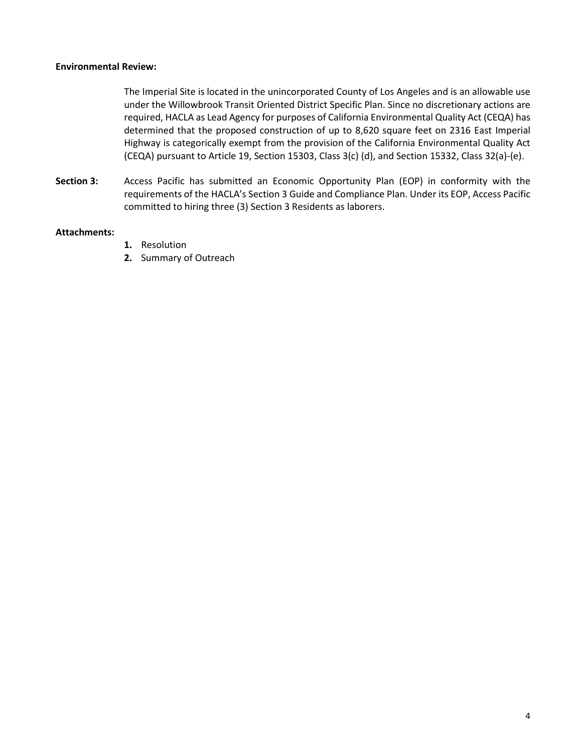**Environmental Review:**

The Imperial Site is located in the unincorporated County of Los Angeles and is an allowable use under the Willowbrook Transit Oriented District Specific Plan. Since no discretionary actions are required, HACLA as Lead Agency for purposes of California Environmental Quality Act (CEQA) has determined that the proposed construction of up to 8,620 square feet on 2316 East Imperial Highway is categorically exempt from the provision of the California Environmental Quality Act (CEQA) pursuant to Article 19, Section 15303, Class 3(c) (d), and Section 15332, Class 32(a)-(e).

**Section 3:** Access Pacific has submitted an Economic Opportunity Plan (EOP) in conformity with the requirements of the HACLA's Section 3 Guide and Compliance Plan. Under its EOP, Access Pacific committed to hiring three (3) Section 3 Residents as laborers.

**Attachments:**

1. Resolution
2. Summary of Outreach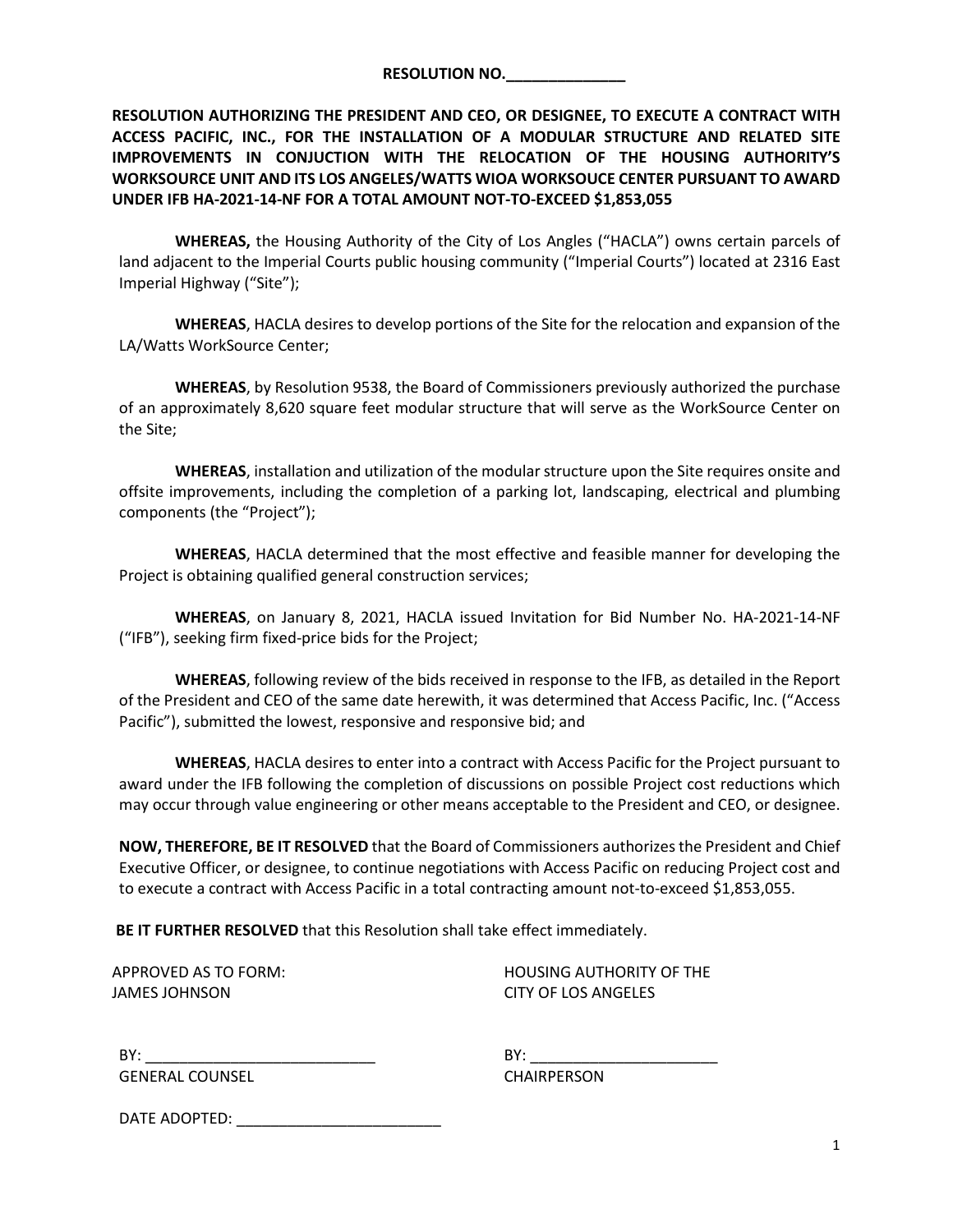**RESOLUTION NO.______________**

**RESOLUTION AUTHORIZING THE PRESIDENT AND CEO, OR DESIGNEE, TO EXECUTE A CONTRACT WITH ACCESS PACIFIC, INC., FOR THE INSTALLATION OF A MODULAR STRUCTURE AND RELATED SITE IMPROVEMENTS IN CONJUCTION WITH THE RELOCATION OF THE HOUSING AUTHORITY'S WORKSOURCE UNIT AND ITS LOS ANGELES/WATTS WIOA WORKSOUCE CENTER PURSUANT TO AWARD UNDER IFB HA-2021-14-NF FOR A TOTAL AMOUNT NOT-TO-EXCEED $1,853,055**

**WHEREAS,** the Housing Authority of the City of Los Angles ("HACLA") owns certain parcels of land adjacent to the Imperial Courts public housing community ("Imperial Courts") located at 2316 East Imperial Highway ("Site");

**WHEREAS**, HACLA desires to develop portions of the Site for the relocation and expansion of the LA/Watts WorkSource Center;

**WHEREAS**, by Resolution 9538, the Board of Commissioners previously authorized the purchase of an approximately 8,620 square feet modular structure that will serve as the WorkSource Center on the Site;

**WHEREAS**, installation and utilization of the modular structure upon the Site requires onsite and offsite improvements, including the completion of a parking lot, landscaping, electrical and plumbing components (the "Project");

**WHEREAS**, HACLA determined that the most effective and feasible manner for developing the Project is obtaining qualified general construction services;

**WHEREAS**, on January 8, 2021, HACLA issued Invitation for Bid Number No. HA-2021-14-NF ("IFB"), seeking firm fixed-price bids for the Project;

**WHEREAS**, following review of the bids received in response to the IFB, as detailed in the Report of the President and CEO of the same date herewith, it was determined that Access Pacific, Inc. ("Access Pacific"), submitted the lowest, responsive and responsive bid; and

**WHEREAS**, HACLA desires to enter into a contract with Access Pacific for the Project pursuant to award under the IFB following the completion of discussions on possible Project cost reductions which may occur through value engineering or other means acceptable to the President and CEO, or designee.

**NOW, THEREFORE, BE IT RESOLVED** that the Board of Commissioners authorizes the President and Chief Executive Officer, or designee, to continue negotiations with Access Pacific on reducing Project cost and to execute a contract with Access Pacific in a total contracting amount not-to-exceed $1,853,055.

**BE IT FURTHER RESOLVED** that this Resolution shall take effect immediately.

APPROVED AS TO FORM:
JAMES JOHNSON

BY: ___________________________
GENERAL COUNSEL

HOUSING AUTHORITY OF THE
CITY OF LOS ANGELES

BY: ______________________
CHAIRPERSON

DATE ADOPTED: ________________________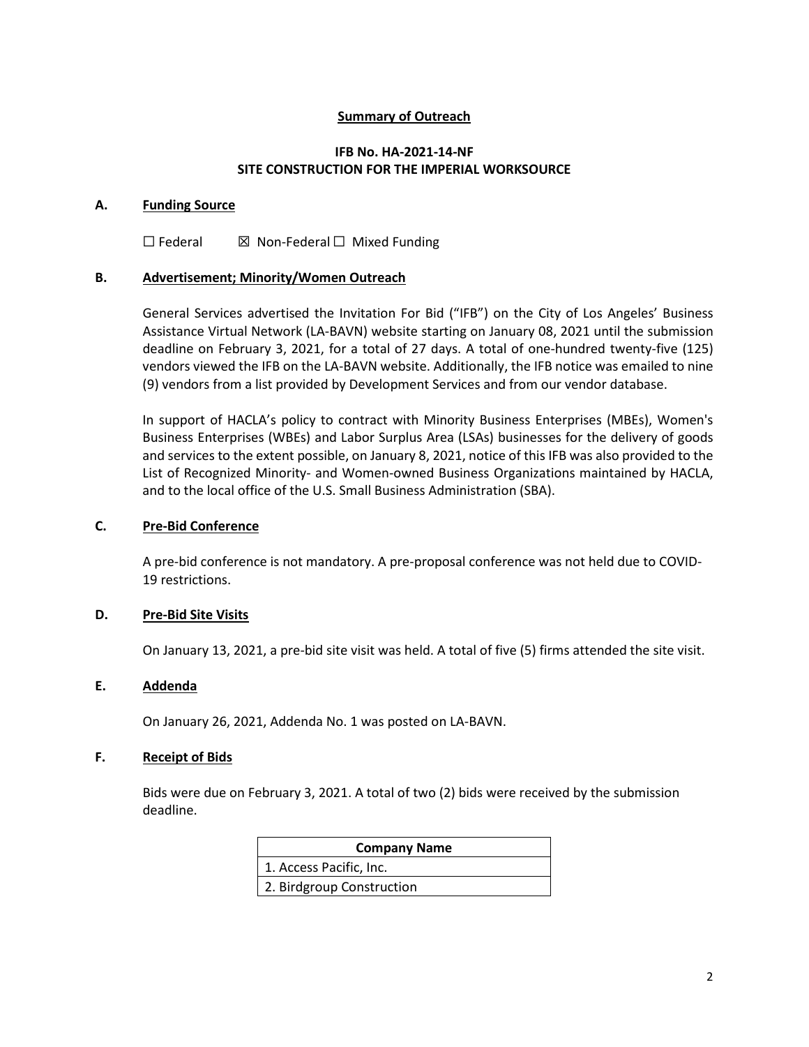## Summary of Outreach

### IFB No. HA-2021-14-NF
### SITE CONSTRUCTION FOR THE IMPERIAL WORKSOURCE

**A. Funding Source**

☐ Federal ☒ Non-Federal ☐ Mixed Funding

**B. Advertisement; Minority/Women Outreach**

General Services advertised the Invitation For Bid ("IFB") on the City of Los Angeles' Business Assistance Virtual Network (LA-BAVN) website starting on January 08, 2021 until the submission deadline on February 3, 2021, for a total of 27 days. A total of one-hundred twenty-five (125) vendors viewed the IFB on the LA-BAVN website. Additionally, the IFB notice was emailed to nine (9) vendors from a list provided by Development Services and from our vendor database.

In support of HACLA's policy to contract with Minority Business Enterprises (MBEs), Women's Business Enterprises (WBEs) and Labor Surplus Area (LSAs) businesses for the delivery of goods and services to the extent possible, on January 8, 2021, notice of this IFB was also provided to the List of Recognized Minority- and Women-owned Business Organizations maintained by HACLA, and to the local office of the U.S. Small Business Administration (SBA).

**C. Pre-Bid Conference**

A pre-bid conference is not mandatory. A pre-proposal conference was not held due to COVID-19 restrictions.

**D. Pre-Bid Site Visits**

On January 13, 2021, a pre-bid site visit was held. A total of five (5) firms attended the site visit.

**E. Addenda**

On January 26, 2021, Addenda No. 1 was posted on LA-BAVN.

**F. Receipt of Bids**

Bids were due on February 3, 2021. A total of two (2) bids were received by the submission deadline.

| Company Name |
| --- |
| 1. Access Pacific, Inc. |
| 2. Birdgroup Construction |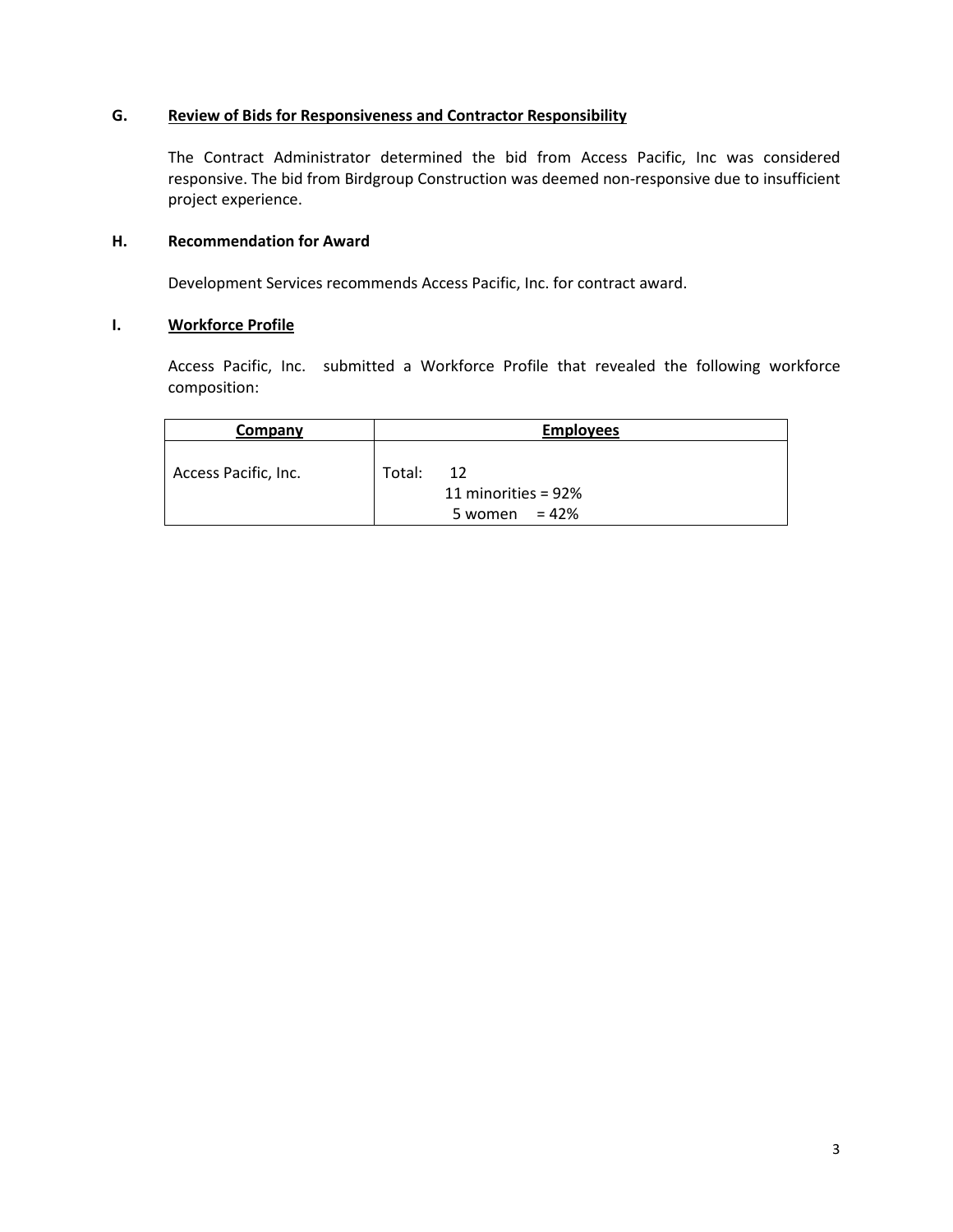### G. Review of Bids for Responsiveness and Contractor Responsibility

The Contract Administrator determined the bid from Access Pacific, Inc was considered responsive. The bid from Birdgroup Construction was deemed non-responsive due to insufficient project experience.

### H. Recommendation for Award

Development Services recommends Access Pacific, Inc. for contract award.

### I. Workforce Profile

Access Pacific, Inc. submitted a Workforce Profile that revealed the following workforce composition:

| Company | Employees |
|---|---|
| Access Pacific, Inc. | Total: 12<br>11 minorities = 92%<br>5 women = 42% |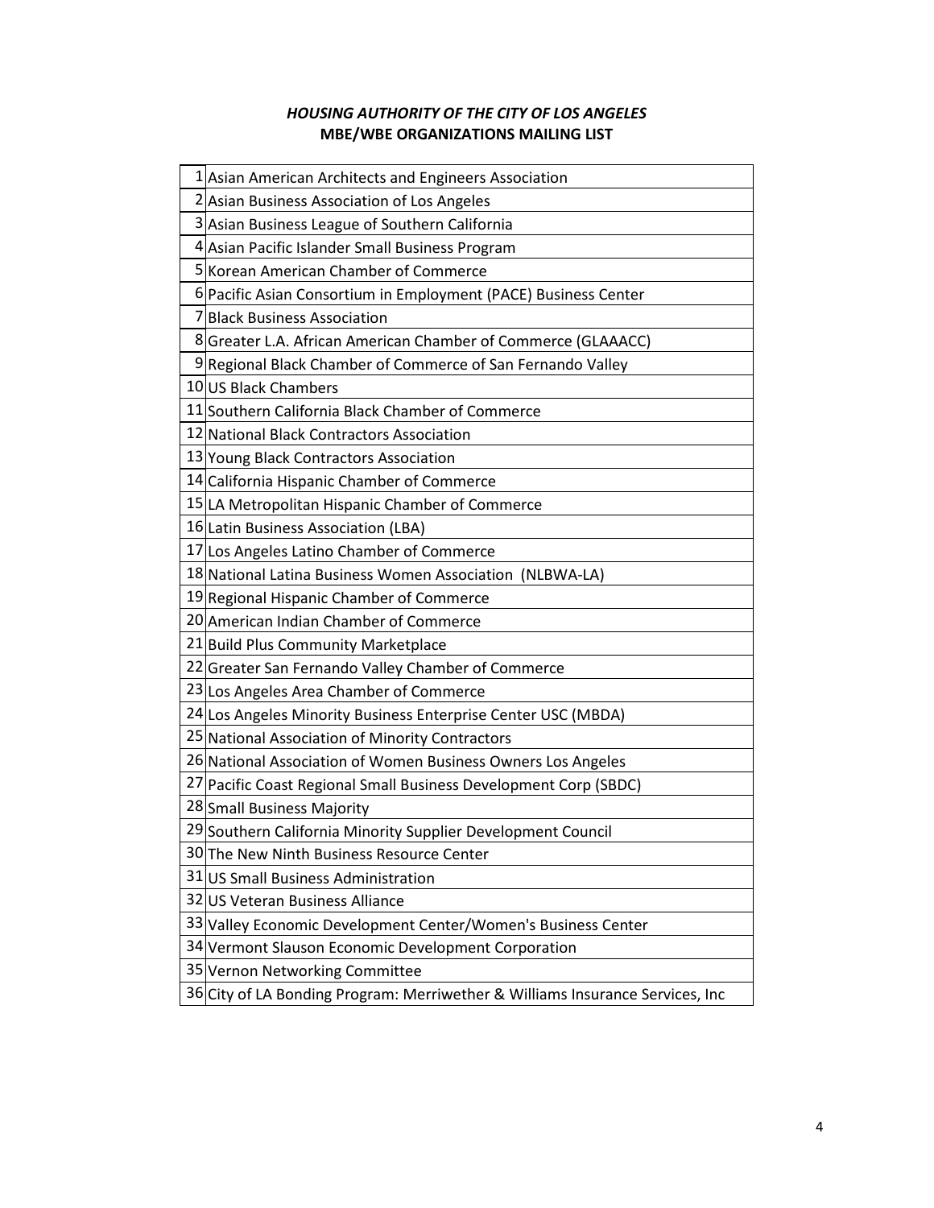***HOUSING AUTHORITY OF THE CITY OF LOS ANGELES***

**MBE/WBE ORGANIZATIONS MAILING LIST**

| | |
|---|---|
| 1 | Asian American Architects and Engineers Association |
| 2 | Asian Business Association of Los Angeles |
| 3 | Asian Business League of Southern California |
| 4 | Asian Pacific Islander Small Business Program |
| 5 | Korean American Chamber of Commerce |
| 6 | Pacific Asian Consortium in Employment (PACE) Business Center |
| 7 | Black Business Association |
| 8 | Greater L.A. African American Chamber of Commerce (GLAAACC) |
| 9 | Regional Black Chamber of Commerce of San Fernando Valley |
| 10 | US Black Chambers |
| 11 | Southern California Black Chamber of Commerce |
| 12 | National Black Contractors Association |
| 13 | Young Black Contractors Association |
| 14 | California Hispanic Chamber of Commerce |
| 15 | LA Metropolitan Hispanic Chamber of Commerce |
| 16 | Latin Business Association (LBA) |
| 17 | Los Angeles Latino Chamber of Commerce |
| 18 | National Latina Business Women Association (NLBWA-LA) |
| 19 | Regional Hispanic Chamber of Commerce |
| 20 | American Indian Chamber of Commerce |
| 21 | Build Plus Community Marketplace |
| 22 | Greater San Fernando Valley Chamber of Commerce |
| 23 | Los Angeles Area Chamber of Commerce |
| 24 | Los Angeles Minority Business Enterprise Center USC (MBDA) |
| 25 | National Association of Minority Contractors |
| 26 | National Association of Women Business Owners Los Angeles |
| 27 | Pacific Coast Regional Small Business Development Corp (SBDC) |
| 28 | Small Business Majority |
| 29 | Southern California Minority Supplier Development Council |
| 30 | The New Ninth Business Resource Center |
| 31 | US Small Business Administration |
| 32 | US Veteran Business Alliance |
| 33 | Valley Economic Development Center/Women's Business Center |
| 34 | Vermont Slauson Economic Development Corporation |
| 35 | Vernon Networking Committee |
| 36 | City of LA Bonding Program: Merriwether & Williams Insurance Services, Inc |